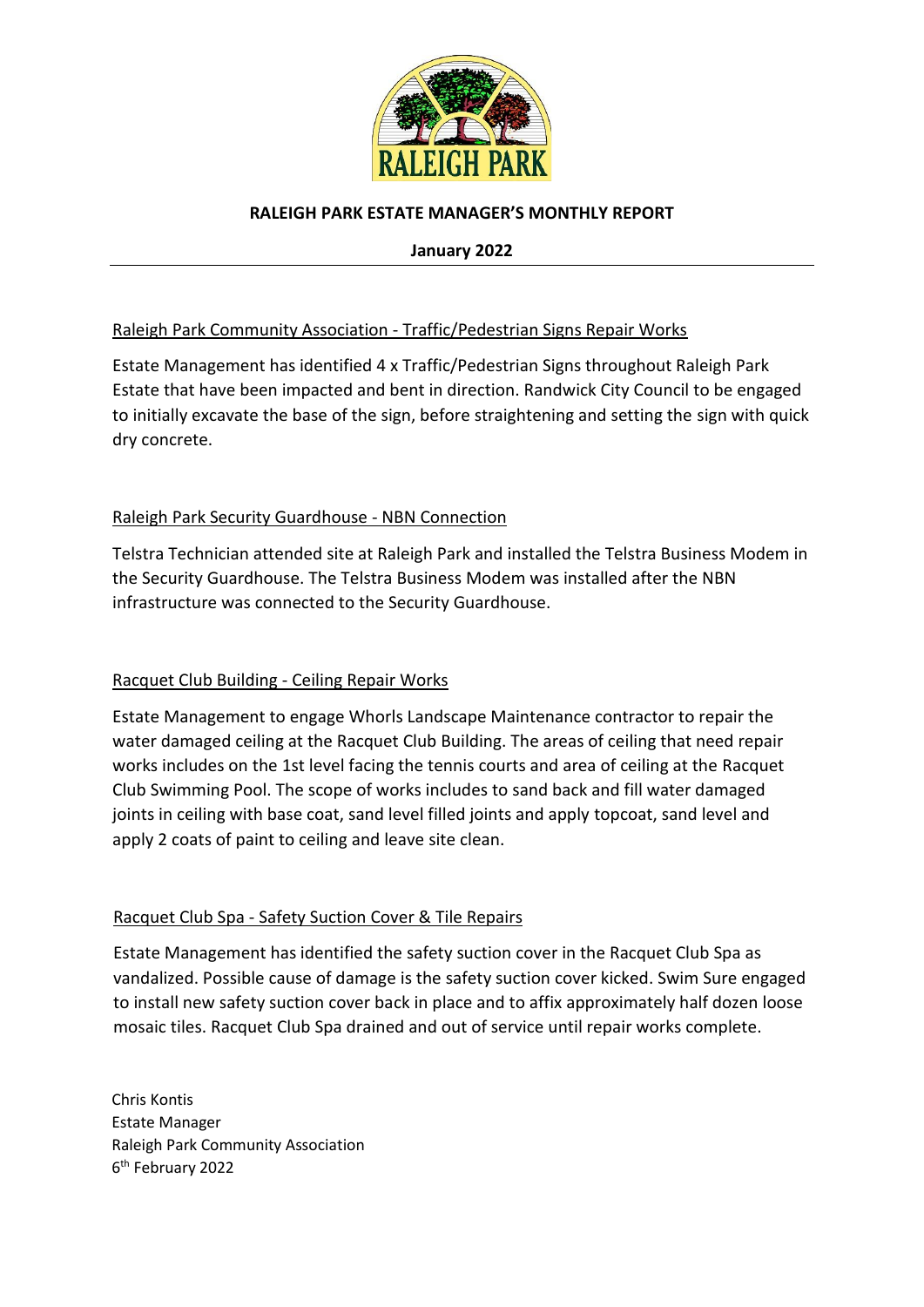# RALEIGH PARK ESTATE MANAGER'S MONTHLY REPORT

**January 2022**

---

Raleigh Park Community Association - Traffic/Pedestrian Signs Repair Works

Estate Management has identified 4 x Traffic/Pedestrian Signs throughout Raleigh Park Estate that have been impacted and bent in direction. Randwick City Council to be engaged to initially excavate the base of the sign, before straightening and setting the sign with quick dry concrete.

Raleigh Park Security Guardhouse - NBN Connection

Telstra Technician attended site at Raleigh Park and installed the Telstra Business Modem in the Security Guardhouse. The Telstra Business Modem was installed after the NBN infrastructure was connected to the Security Guardhouse.

Racquet Club Building - Ceiling Repair Works

Estate Management to engage Whorls Landscape Maintenance contractor to repair the water damaged ceiling at the Racquet Club Building. The areas of ceiling that need repair works includes on the 1st level facing the tennis courts and area of ceiling at the Racquet Club Swimming Pool. The scope of works includes to sand back and fill water damaged joints in ceiling with base coat, sand level filled joints and apply topcoat, sand level and apply 2 coats of paint to ceiling and leave site clean.

Racquet Club Spa - Safety Suction Cover & Tile Repairs

Estate Management has identified the safety suction cover in the Racquet Club Spa as vandalized. Possible cause of damage is the safety suction cover kicked. Swim Sure engaged to install new safety suction cover back in place and to affix approximately half dozen loose mosaic tiles. Racquet Club Spa drained and out of service until repair works complete.

Chris Kontis
Estate Manager
Raleigh Park Community Association
6th February 2022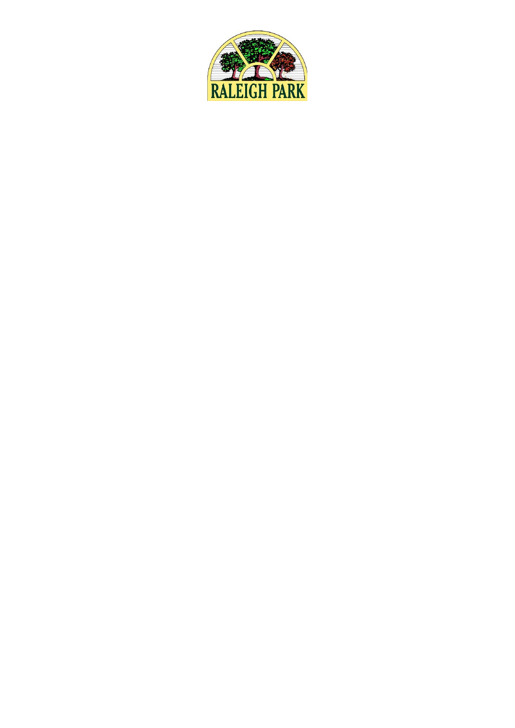RALEIGH PARK